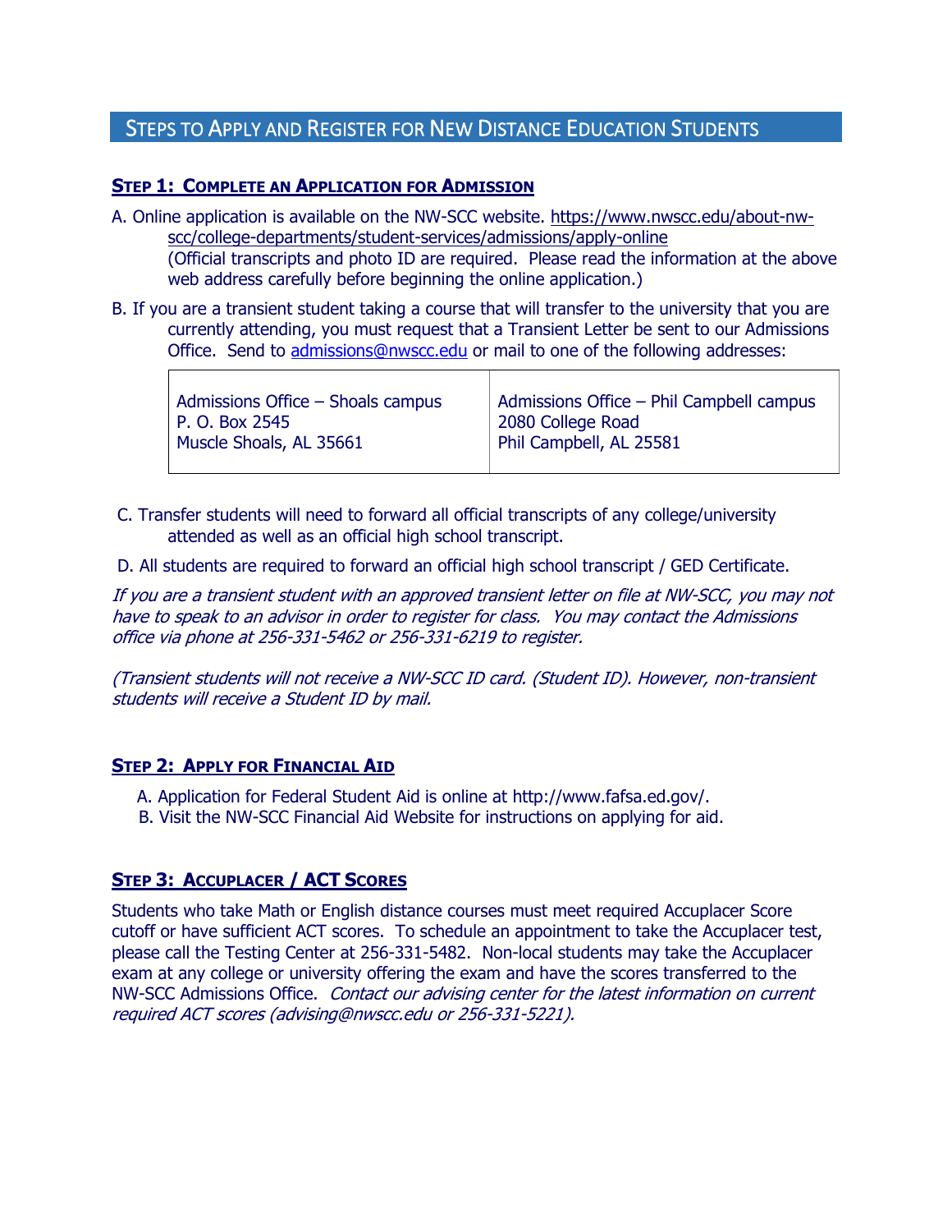## Steps to Apply and Register for New Distance Education Students

### Step 1: Complete an Application for Admission

A. Online application is available on the NW-SCC website. https://www.nwscc.edu/about-nw-scc/college-departments/student-services/admissions/apply-online
(Official transcripts and photo ID are required. Please read the information at the above web address carefully before beginning the online application.)

B. If you are a transient student taking a course that will transfer to the university that you are currently attending, you must request that a Transient Letter be sent to our Admissions Office. Send to admissions@nwscc.edu or mail to one of the following addresses:

| Admissions Office – Shoals campus<br>P. O. Box 2545<br>Muscle Shoals, AL 35661 | Admissions Office – Phil Campbell campus<br>2080 College Road<br>Phil Campbell, AL 25581 |
|---|---|

C. Transfer students will need to forward all official transcripts of any college/university attended as well as an official high school transcript.

D. All students are required to forward an official high school transcript / GED Certificate.

*If you are a transient student with an approved transient letter on file at NW-SCC, you may not have to speak to an advisor in order to register for class. You may contact the Admissions office via phone at 256-331-5462 or 256-331-6219 to register.*

*(Transient students will not receive a NW-SCC ID card. (Student ID). However, non-transient students will receive a Student ID by mail.*

### Step 2: Apply for Financial Aid

A. Application for Federal Student Aid is online at http://www.fafsa.ed.gov/.
B. Visit the NW-SCC Financial Aid Website for instructions on applying for aid.

### Step 3: Accuplacer / ACT Scores

Students who take Math or English distance courses must meet required Accuplacer Score cutoff or have sufficient ACT scores. To schedule an appointment to take the Accuplacer test, please call the Testing Center at 256-331-5482. Non-local students may take the Accuplacer exam at any college or university offering the exam and have the scores transferred to the NW-SCC Admissions Office. *Contact our advising center for the latest information on current required ACT scores (advising@nwscc.edu or 256-331-5221).*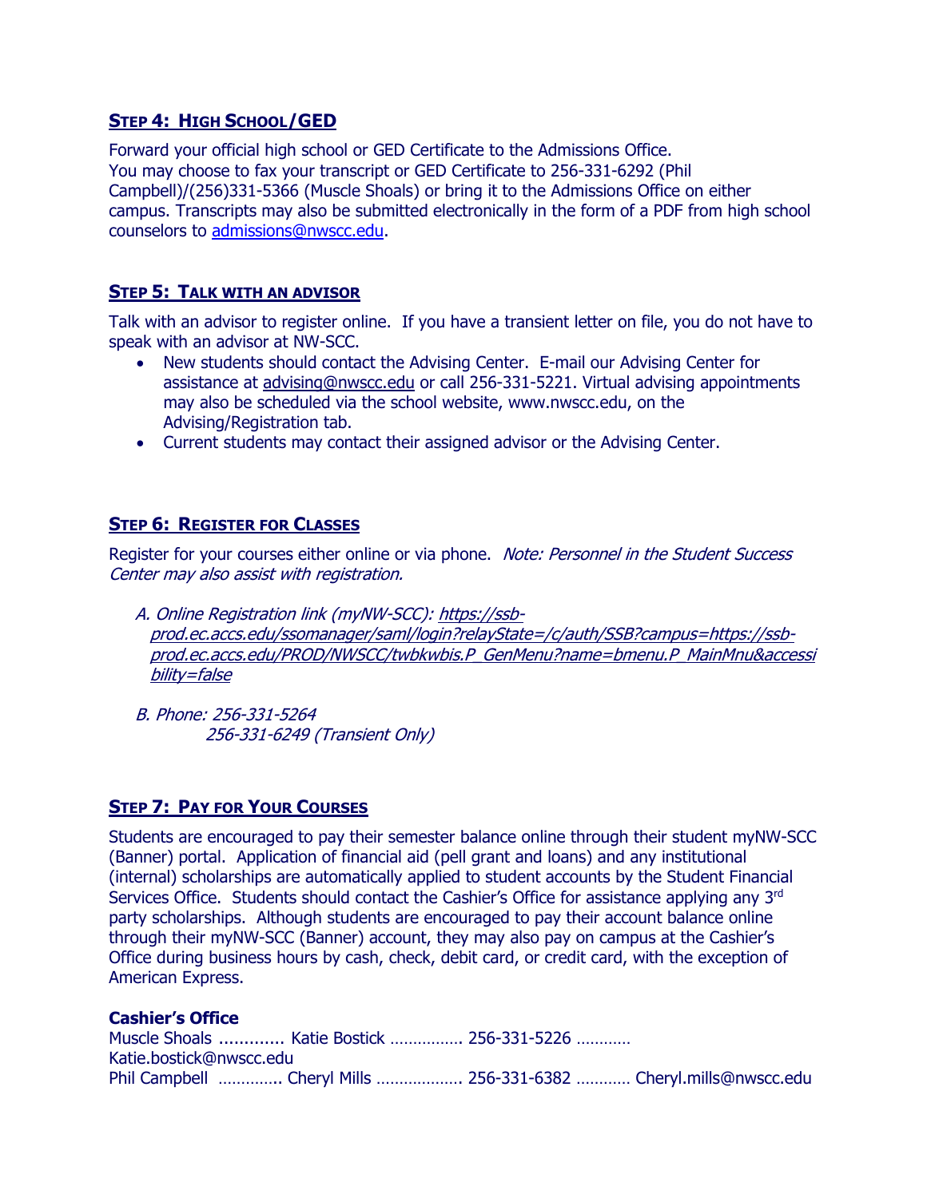## STEP 4: HIGH SCHOOL/GED

Forward your official high school or GED Certificate to the Admissions Office.
You may choose to fax your transcript or GED Certificate to 256-331-6292 (Phil Campbell)/(256)331-5366 (Muscle Shoals) or bring it to the Admissions Office on either campus. Transcripts may also be submitted electronically in the form of a PDF from high school counselors to admissions@nwscc.edu.

## STEP 5: TALK WITH AN ADVISOR

Talk with an advisor to register online. If you have a transient letter on file, you do not have to speak with an advisor at NW-SCC.

- New students should contact the Advising Center. E-mail our Advising Center for assistance at advising@nwscc.edu or call 256-331-5221. Virtual advising appointments may also be scheduled via the school website, www.nwscc.edu, on the Advising/Registration tab.
- Current students may contact their assigned advisor or the Advising Center.

## STEP 6: REGISTER FOR CLASSES

Register for your courses either online or via phone. *Note: Personnel in the Student Success Center may also assist with registration.*

*A. Online Registration link (myNW-SCC): https://ssb-prod.ec.accs.edu/ssomanager/saml/login?relayState=/c/auth/SSB?campus=https://ssb-prod.ec.accs.edu/PROD/NWSCC/twbkwbis.P_GenMenu?name=bmenu.P_MainMnu&accessibility=false*

*B. Phone: 256-331-5264*
*256-331-6249 (Transient Only)*

## STEP 7: PAY FOR YOUR COURSES

Students are encouraged to pay their semester balance online through their student myNW-SCC (Banner) portal. Application of financial aid (pell grant and loans) and any institutional (internal) scholarships are automatically applied to student accounts by the Student Financial Services Office. Students should contact the Cashier's Office for assistance applying any 3rd party scholarships. Although students are encouraged to pay their account balance online through their myNW-SCC (Banner) account, they may also pay on campus at the Cashier's Office during business hours by cash, check, debit card, or credit card, with the exception of American Express.

**Cashier's Office**

Muscle Shoals ............. Katie Bostick ................ 256-331-5226 ............ Katie.bostick@nwscc.edu
Phil Campbell ............. Cheryl Mills .................. 256-331-6382 ............ Cheryl.mills@nwscc.edu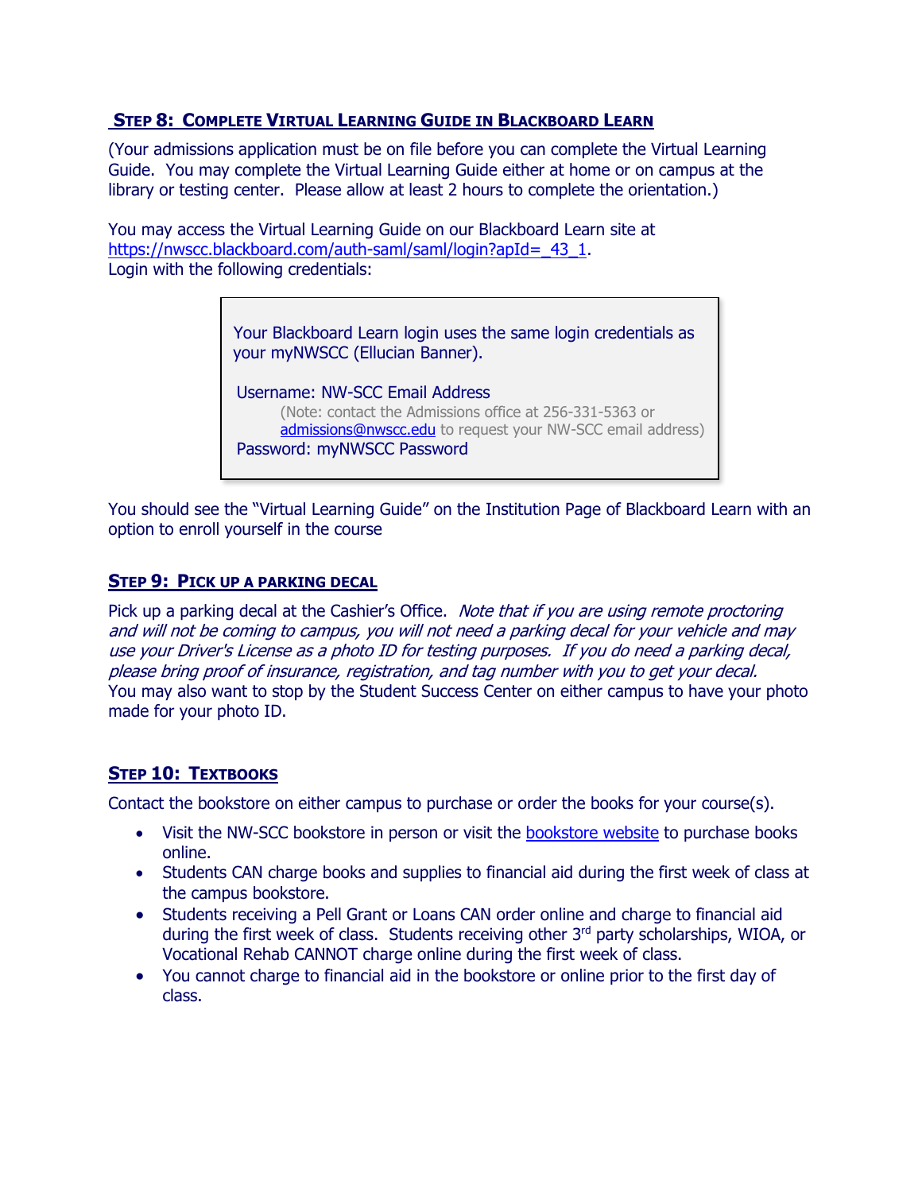## STEP 8: COMPLETE VIRTUAL LEARNING GUIDE IN BLACKBOARD LEARN

(Your admissions application must be on file before you can complete the Virtual Learning Guide. You may complete the Virtual Learning Guide either at home or on campus at the library or testing center. Please allow at least 2 hours to complete the orientation.)

You may access the Virtual Learning Guide on our Blackboard Learn site at [https://nwscc.blackboard.com/auth-saml/saml/login?apId=_43_1](https://nwscc.blackboard.com/auth-saml/saml/login?apId=_43_1).
Login with the following credentials:

> Your Blackboard Learn login uses the same login credentials as your myNWSCC (Ellucian Banner).
>
> Username: NW-SCC Email Address
> (Note: contact the Admissions office at 256-331-5363 or [admissions@nwscc.edu](mailto:admissions@nwscc.edu) to request your NW-SCC email address)
> Password: myNWSCC Password

You should see the "Virtual Learning Guide" on the Institution Page of Blackboard Learn with an option to enroll yourself in the course

## STEP 9: PICK UP A PARKING DECAL

Pick up a parking decal at the Cashier's Office. *Note that if you are using remote proctoring and will not be coming to campus, you will not need a parking decal for your vehicle and may use your Driver's License as a photo ID for testing purposes. If you do need a parking decal, please bring proof of insurance, registration, and tag number with you to get your decal.* You may also want to stop by the Student Success Center on either campus to have your photo made for your photo ID.

## STEP 10: TEXTBOOKS

Contact the bookstore on either campus to purchase or order the books for your course(s).

- Visit the NW-SCC bookstore in person or visit the bookstore website to purchase books online.
- Students CAN charge books and supplies to financial aid during the first week of class at the campus bookstore.
- Students receiving a Pell Grant or Loans CAN order online and charge to financial aid during the first week of class. Students receiving other 3rd party scholarships, WIOA, or Vocational Rehab CANNOT charge online during the first week of class.
- You cannot charge to financial aid in the bookstore or online prior to the first day of class.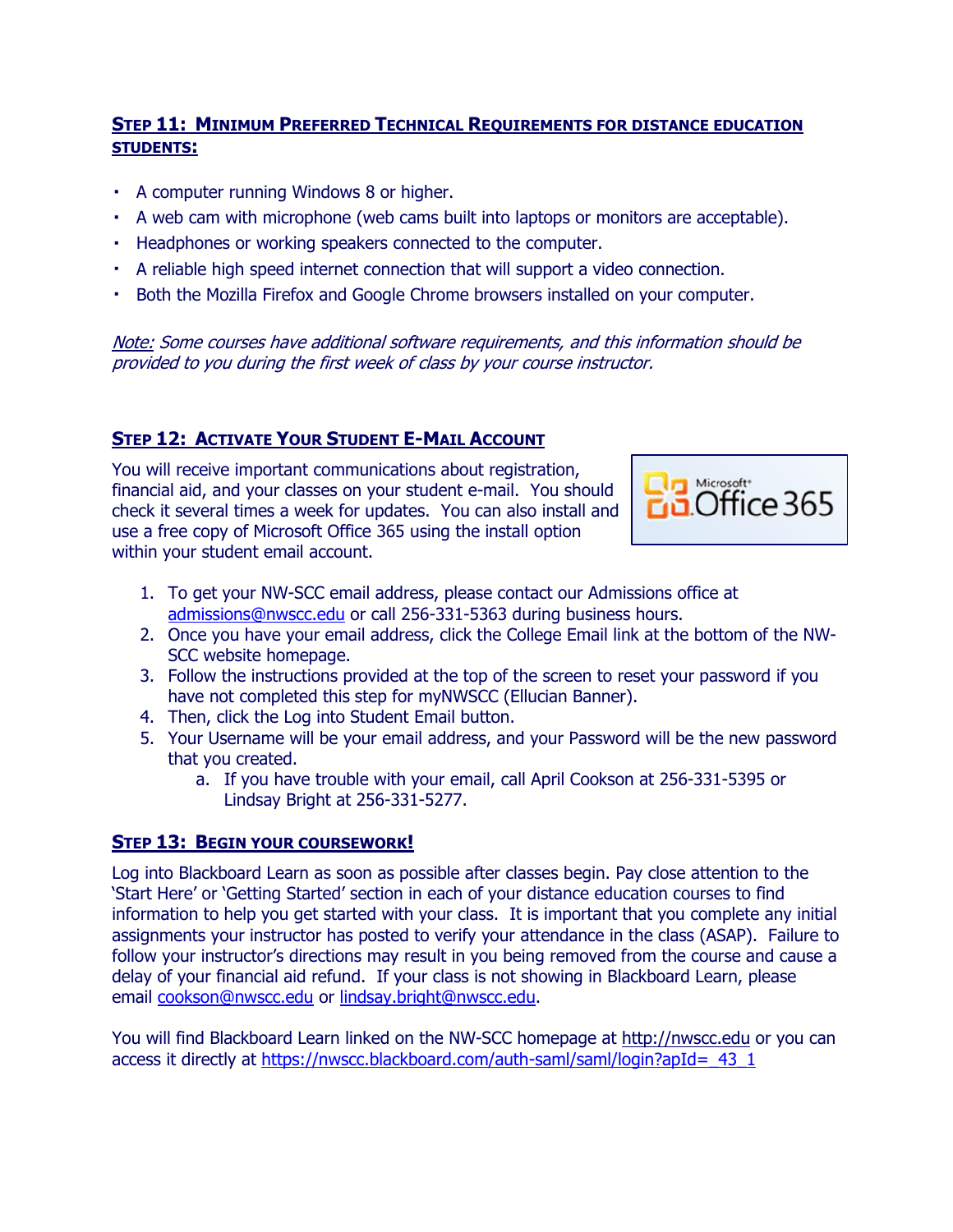## Step 11: Minimum Preferred Technical Requirements for Distance Education Students:

- A computer running Windows 8 or higher.
- A web cam with microphone (web cams built into laptops or monitors are acceptable).
- Headphones or working speakers connected to the computer.
- A reliable high speed internet connection that will support a video connection.
- Both the Mozilla Firefox and Google Chrome browsers installed on your computer.

*Note: Some courses have additional software requirements, and this information should be provided to you during the first week of class by your course instructor.*

## Step 12: Activate Your Student E-Mail Account

You will receive important communications about registration, financial aid, and your classes on your student e-mail. You should check it several times a week for updates. You can also install and use a free copy of Microsoft Office 365 using the install option within your student email account.

1. To get your NW-SCC email address, please contact our Admissions office at admissions@nwscc.edu or call 256-331-5363 during business hours.
2. Once you have your email address, click the College Email link at the bottom of the NW-SCC website homepage.
3. Follow the instructions provided at the top of the screen to reset your password if you have not completed this step for myNWSCC (Ellucian Banner).
4. Then, click the Log into Student Email button.
5. Your Username will be your email address, and your Password will be the new password that you created.
   a. If you have trouble with your email, call April Cookson at 256-331-5395 or Lindsay Bright at 256-331-5277.

## Step 13: Begin your coursework!

Log into Blackboard Learn as soon as possible after classes begin. Pay close attention to the 'Start Here' or 'Getting Started' section in each of your distance education courses to find information to help you get started with your class. It is important that you complete any initial assignments your instructor has posted to verify your attendance in the class (ASAP). Failure to follow your instructor's directions may result in you being removed from the course and cause a delay of your financial aid refund. If your class is not showing in Blackboard Learn, please email cookson@nwscc.edu or lindsay.bright@nwscc.edu.

You will find Blackboard Learn linked on the NW-SCC homepage at http://nwscc.edu or you can access it directly at https://nwscc.blackboard.com/auth-saml/saml/login?apId=_43_1